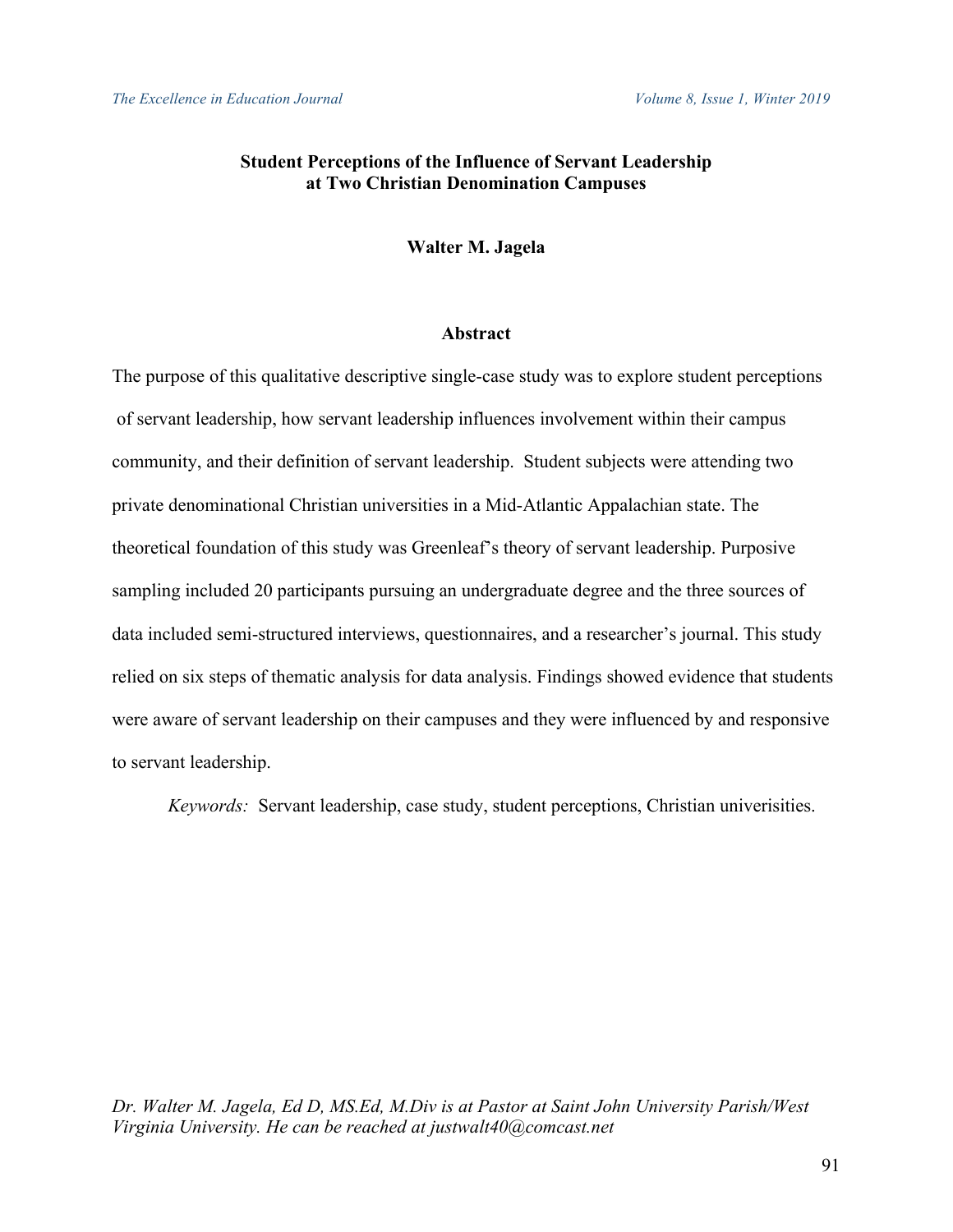# Student Perceptions of the Influence of Servant Leadership at Two Christian Denomination Campuses

**Walter M. Jagela**

## Abstract

The purpose of this qualitative descriptive single-case study was to explore student perceptions of servant leadership, how servant leadership influences involvement within their campus community, and their definition of servant leadership. Student subjects were attending two private denominational Christian universities in a Mid-Atlantic Appalachian state. The theoretical foundation of this study was Greenleaf's theory of servant leadership. Purposive sampling included 20 participants pursuing an undergraduate degree and the three sources of data included semi-structured interviews, questionnaires, and a researcher's journal. This study relied on six steps of thematic analysis for data analysis. Findings showed evidence that students were aware of servant leadership on their campuses and they were influenced by and responsive to servant leadership.

*Keywords:* Servant leadership, case study, student perceptions, Christian univerisities.

*Dr. Walter M. Jagela, Ed D, MS.Ed, M.Div is at Pastor at Saint John University Parish/West Virginia University. He can be reached at justwalt40@comcast.net*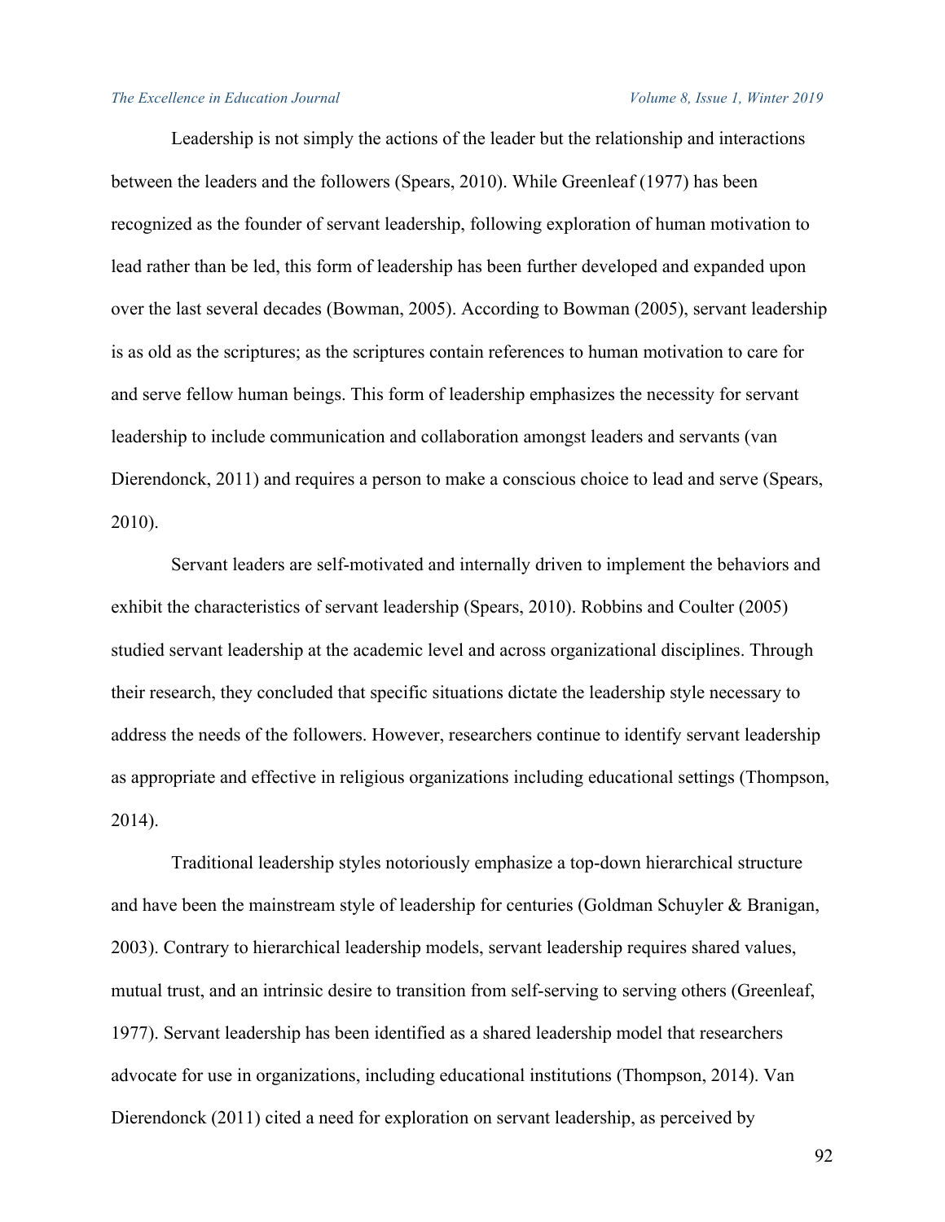Leadership is not simply the actions of the leader but the relationship and interactions between the leaders and the followers (Spears, 2010). While Greenleaf (1977) has been recognized as the founder of servant leadership, following exploration of human motivation to lead rather than be led, this form of leadership has been further developed and expanded upon over the last several decades (Bowman, 2005). According to Bowman (2005), servant leadership is as old as the scriptures; as the scriptures contain references to human motivation to care for and serve fellow human beings. This form of leadership emphasizes the necessity for servant leadership to include communication and collaboration amongst leaders and servants (van Dierendonck, 2011) and requires a person to make a conscious choice to lead and serve (Spears, 2010).

Servant leaders are self-motivated and internally driven to implement the behaviors and exhibit the characteristics of servant leadership (Spears, 2010). Robbins and Coulter (2005) studied servant leadership at the academic level and across organizational disciplines. Through their research, they concluded that specific situations dictate the leadership style necessary to address the needs of the followers. However, researchers continue to identify servant leadership as appropriate and effective in religious organizations including educational settings (Thompson, 2014).

Traditional leadership styles notoriously emphasize a top-down hierarchical structure and have been the mainstream style of leadership for centuries (Goldman Schuyler & Branigan, 2003). Contrary to hierarchical leadership models, servant leadership requires shared values, mutual trust, and an intrinsic desire to transition from self-serving to serving others (Greenleaf, 1977). Servant leadership has been identified as a shared leadership model that researchers advocate for use in organizations, including educational institutions (Thompson, 2014). Van Dierendonck (2011) cited a need for exploration on servant leadership, as perceived by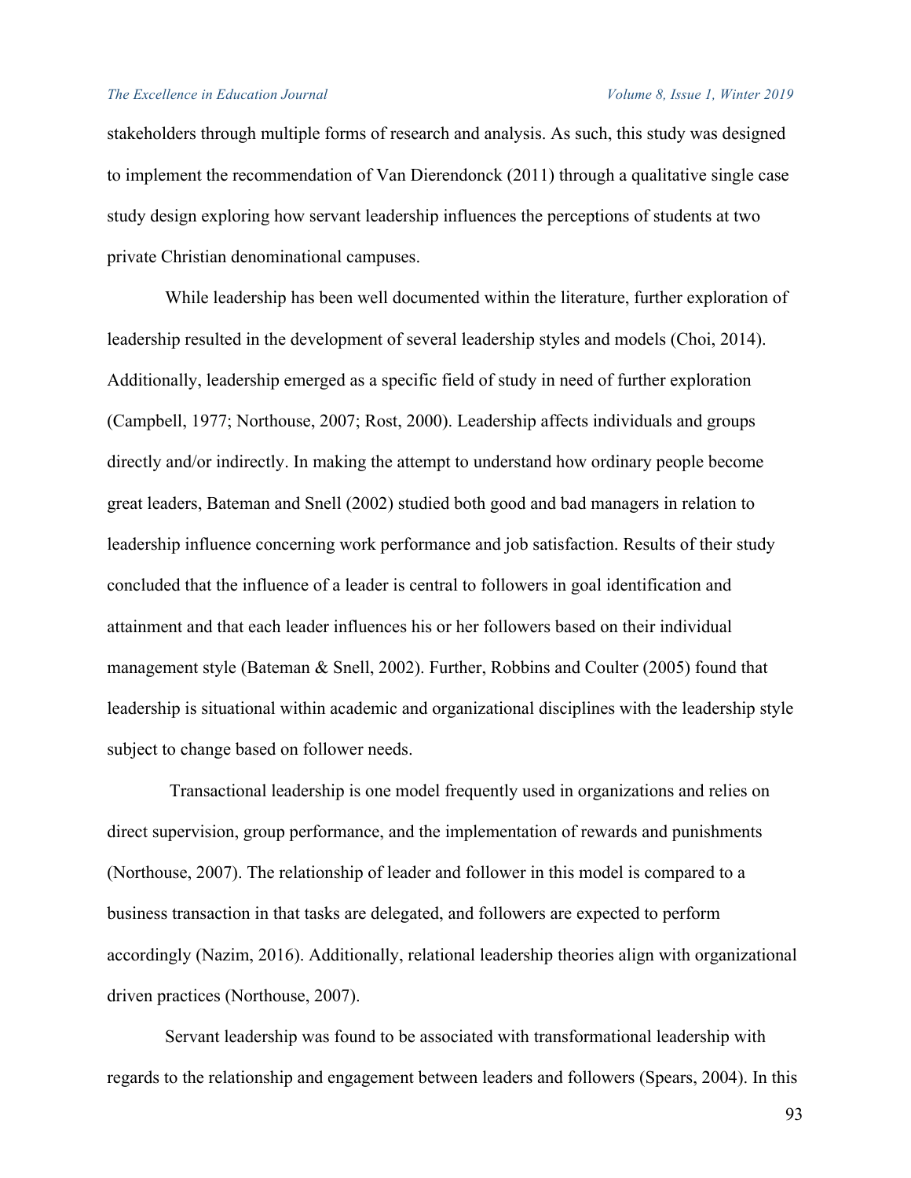stakeholders through multiple forms of research and analysis. As such, this study was designed to implement the recommendation of Van Dierendonck (2011) through a qualitative single case study design exploring how servant leadership influences the perceptions of students at two private Christian denominational campuses.

While leadership has been well documented within the literature, further exploration of leadership resulted in the development of several leadership styles and models (Choi, 2014). Additionally, leadership emerged as a specific field of study in need of further exploration (Campbell, 1977; Northouse, 2007; Rost, 2000). Leadership affects individuals and groups directly and/or indirectly. In making the attempt to understand how ordinary people become great leaders, Bateman and Snell (2002) studied both good and bad managers in relation to leadership influence concerning work performance and job satisfaction. Results of their study concluded that the influence of a leader is central to followers in goal identification and attainment and that each leader influences his or her followers based on their individual management style (Bateman & Snell, 2002). Further, Robbins and Coulter (2005) found that leadership is situational within academic and organizational disciplines with the leadership style subject to change based on follower needs.

Transactional leadership is one model frequently used in organizations and relies on direct supervision, group performance, and the implementation of rewards and punishments (Northouse, 2007). The relationship of leader and follower in this model is compared to a business transaction in that tasks are delegated, and followers are expected to perform accordingly (Nazim, 2016). Additionally, relational leadership theories align with organizational driven practices (Northouse, 2007).

Servant leadership was found to be associated with transformational leadership with regards to the relationship and engagement between leaders and followers (Spears, 2004). In this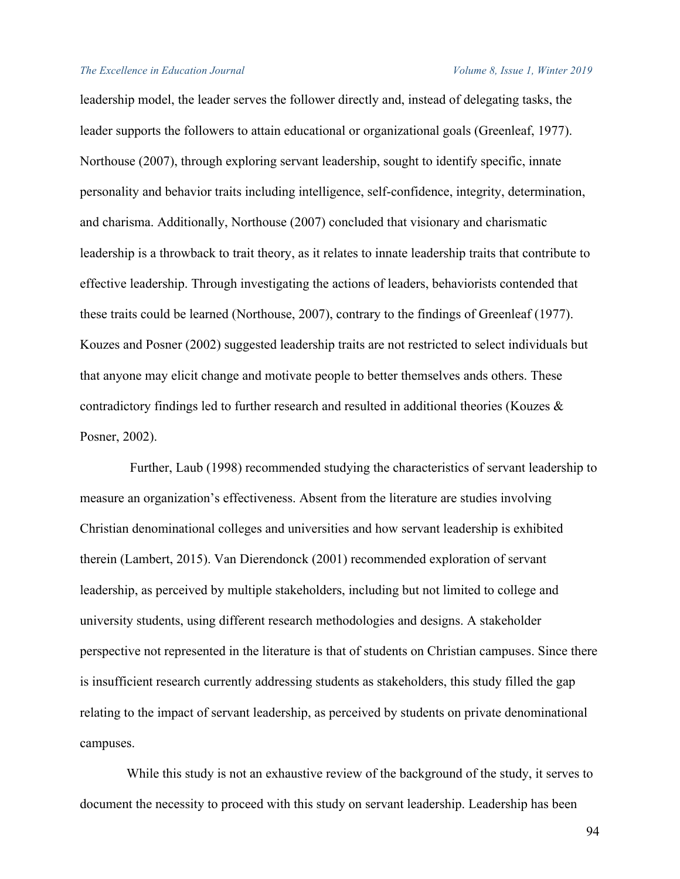leadership model, the leader serves the follower directly and, instead of delegating tasks, the leader supports the followers to attain educational or organizational goals (Greenleaf, 1977). Northouse (2007), through exploring servant leadership, sought to identify specific, innate personality and behavior traits including intelligence, self-confidence, integrity, determination, and charisma. Additionally, Northouse (2007) concluded that visionary and charismatic leadership is a throwback to trait theory, as it relates to innate leadership traits that contribute to effective leadership. Through investigating the actions of leaders, behaviorists contended that these traits could be learned (Northouse, 2007), contrary to the findings of Greenleaf (1977). Kouzes and Posner (2002) suggested leadership traits are not restricted to select individuals but that anyone may elicit change and motivate people to better themselves ands others. These contradictory findings led to further research and resulted in additional theories (Kouzes & Posner, 2002).

Further, Laub (1998) recommended studying the characteristics of servant leadership to measure an organization's effectiveness. Absent from the literature are studies involving Christian denominational colleges and universities and how servant leadership is exhibited therein (Lambert, 2015). Van Dierendonck (2001) recommended exploration of servant leadership, as perceived by multiple stakeholders, including but not limited to college and university students, using different research methodologies and designs. A stakeholder perspective not represented in the literature is that of students on Christian campuses. Since there is insufficient research currently addressing students as stakeholders, this study filled the gap relating to the impact of servant leadership, as perceived by students on private denominational campuses.

While this study is not an exhaustive review of the background of the study, it serves to document the necessity to proceed with this study on servant leadership. Leadership has been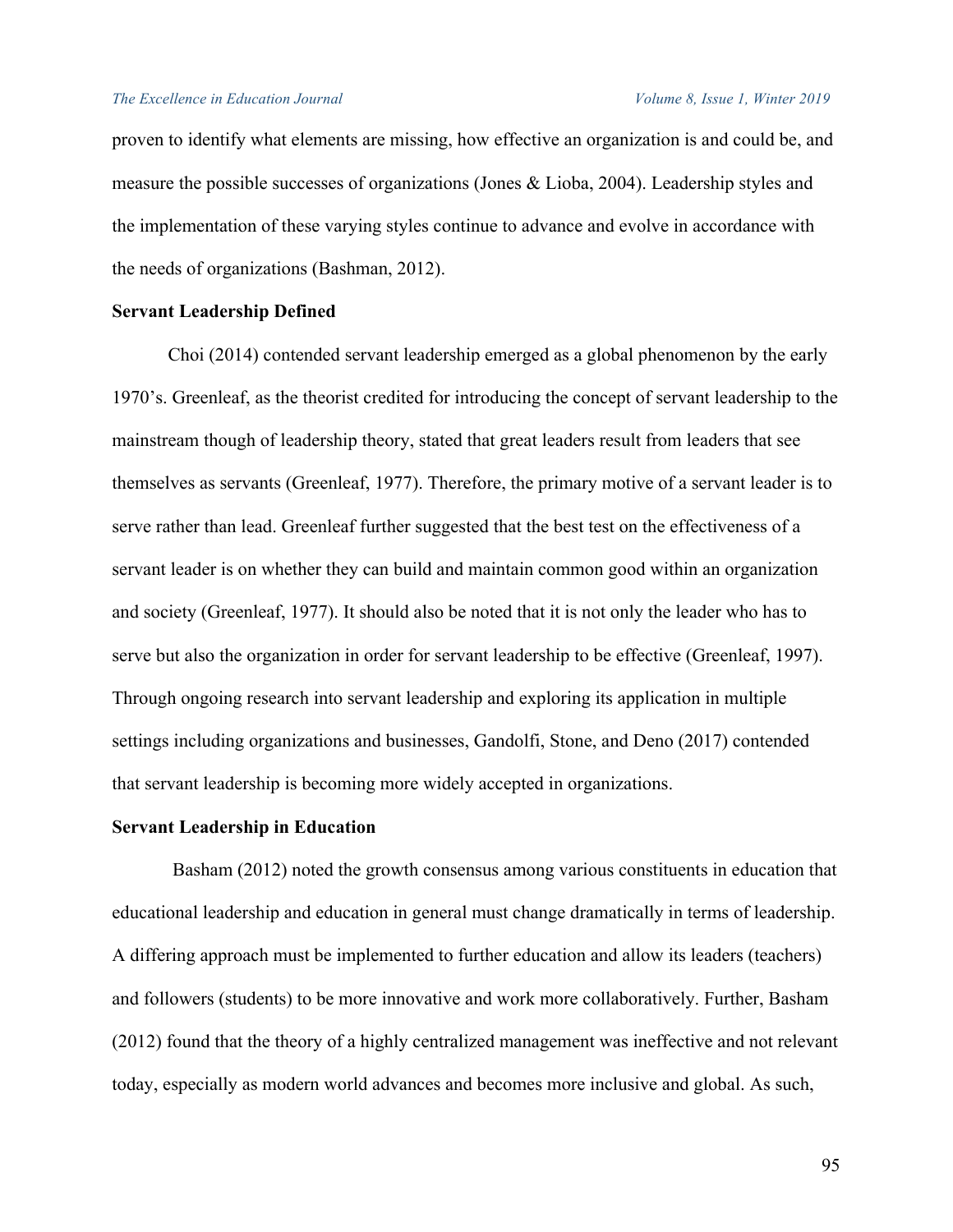proven to identify what elements are missing, how effective an organization is and could be, and measure the possible successes of organizations (Jones & Lioba, 2004). Leadership styles and the implementation of these varying styles continue to advance and evolve in accordance with the needs of organizations (Bashman, 2012).

**Servant Leadership Defined**

Choi (2014) contended servant leadership emerged as a global phenomenon by the early 1970's. Greenleaf, as the theorist credited for introducing the concept of servant leadership to the mainstream though of leadership theory, stated that great leaders result from leaders that see themselves as servants (Greenleaf, 1977). Therefore, the primary motive of a servant leader is to serve rather than lead. Greenleaf further suggested that the best test on the effectiveness of a servant leader is on whether they can build and maintain common good within an organization and society (Greenleaf, 1977). It should also be noted that it is not only the leader who has to serve but also the organization in order for servant leadership to be effective (Greenleaf, 1997). Through ongoing research into servant leadership and exploring its application in multiple settings including organizations and businesses, Gandolfi, Stone, and Deno (2017) contended that servant leadership is becoming more widely accepted in organizations.

**Servant Leadership in Education**

Basham (2012) noted the growth consensus among various constituents in education that educational leadership and education in general must change dramatically in terms of leadership. A differing approach must be implemented to further education and allow its leaders (teachers) and followers (students) to be more innovative and work more collaboratively. Further, Basham (2012) found that the theory of a highly centralized management was ineffective and not relevant today, especially as modern world advances and becomes more inclusive and global. As such,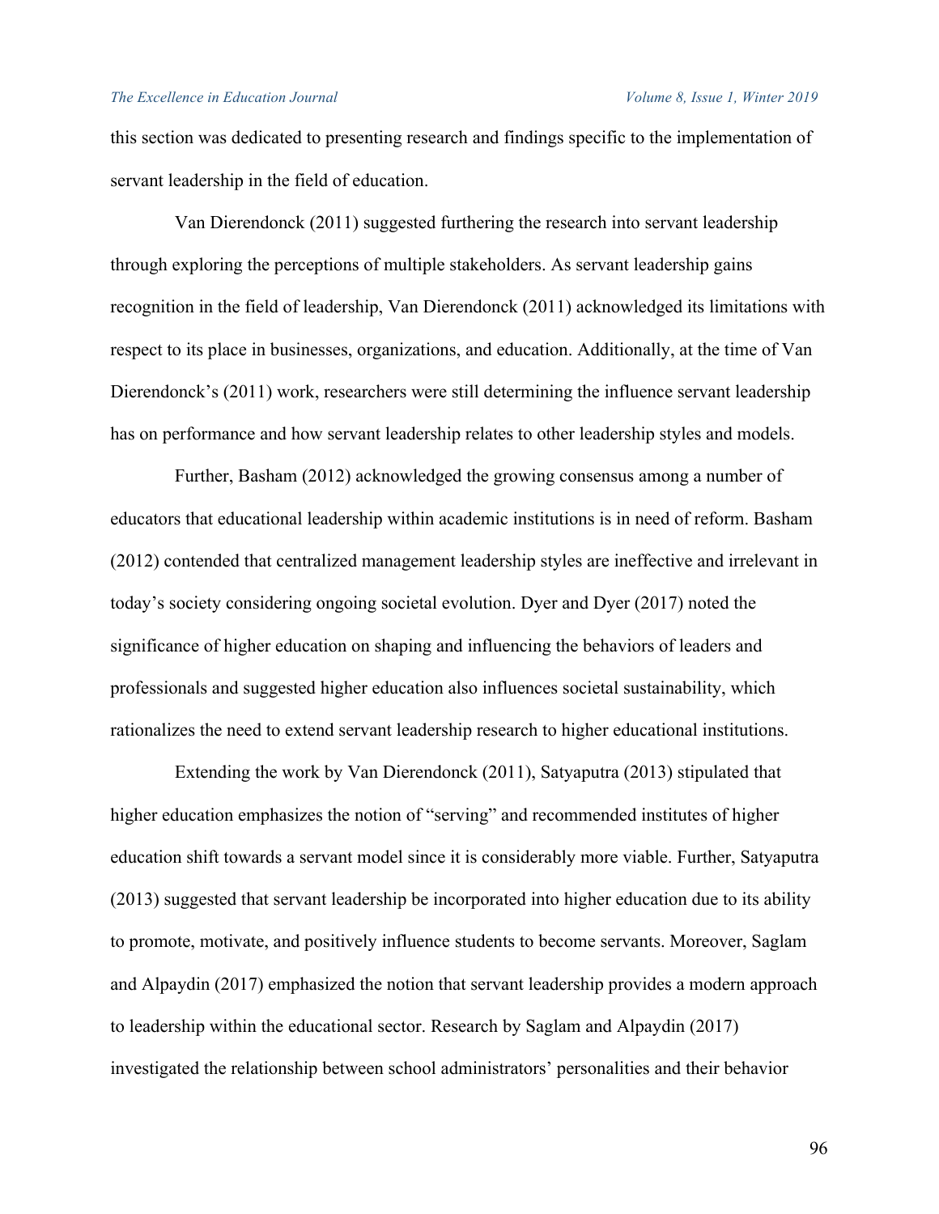this section was dedicated to presenting research and findings specific to the implementation of servant leadership in the field of education.

Van Dierendonck (2011) suggested furthering the research into servant leadership through exploring the perceptions of multiple stakeholders. As servant leadership gains recognition in the field of leadership, Van Dierendonck (2011) acknowledged its limitations with respect to its place in businesses, organizations, and education. Additionally, at the time of Van Dierendonck's (2011) work, researchers were still determining the influence servant leadership has on performance and how servant leadership relates to other leadership styles and models.

Further, Basham (2012) acknowledged the growing consensus among a number of educators that educational leadership within academic institutions is in need of reform. Basham (2012) contended that centralized management leadership styles are ineffective and irrelevant in today's society considering ongoing societal evolution. Dyer and Dyer (2017) noted the significance of higher education on shaping and influencing the behaviors of leaders and professionals and suggested higher education also influences societal sustainability, which rationalizes the need to extend servant leadership research to higher educational institutions.

Extending the work by Van Dierendonck (2011), Satyaputra (2013) stipulated that higher education emphasizes the notion of "serving" and recommended institutes of higher education shift towards a servant model since it is considerably more viable. Further, Satyaputra (2013) suggested that servant leadership be incorporated into higher education due to its ability to promote, motivate, and positively influence students to become servants. Moreover, Saglam and Alpaydin (2017) emphasized the notion that servant leadership provides a modern approach to leadership within the educational sector. Research by Saglam and Alpaydin (2017) investigated the relationship between school administrators' personalities and their behavior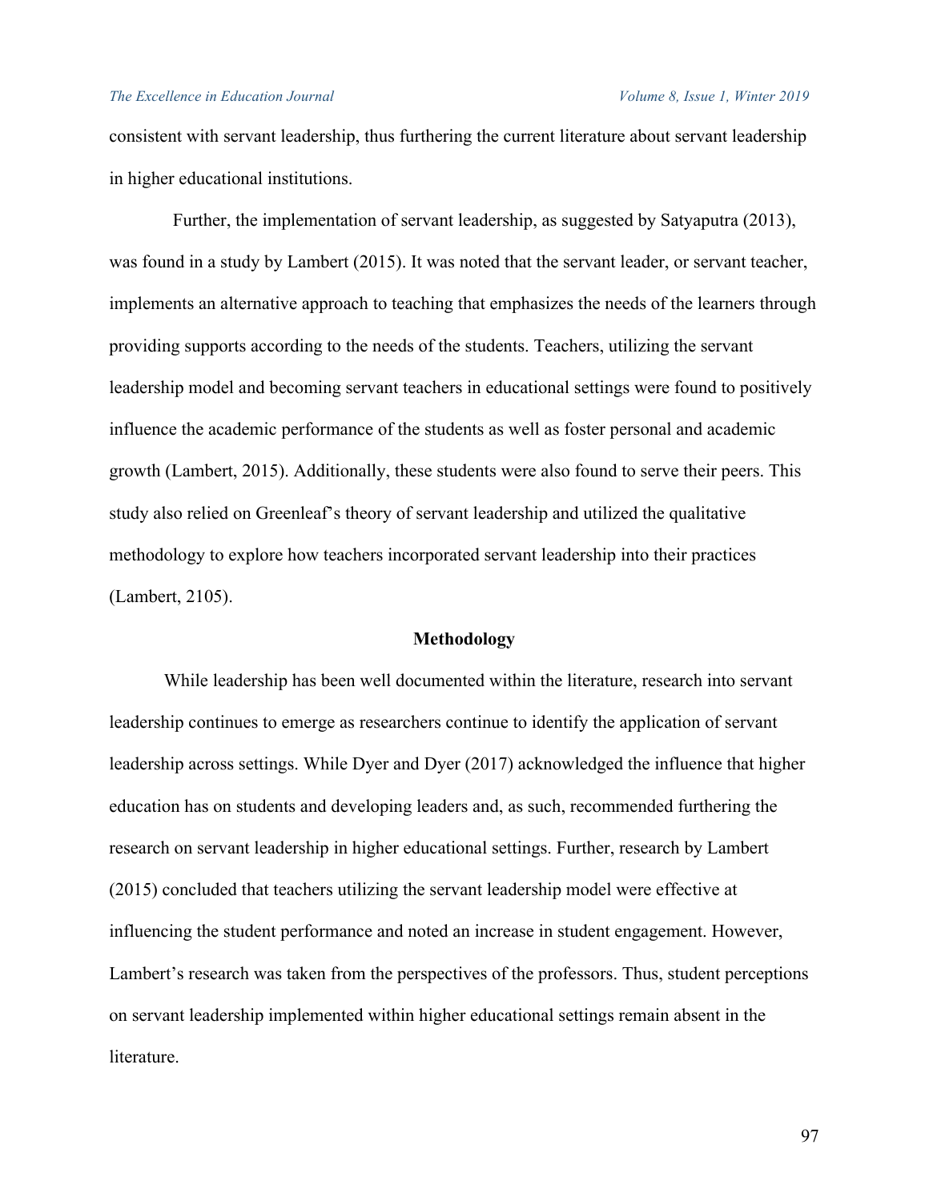consistent with servant leadership, thus furthering the current literature about servant leadership in higher educational institutions.

Further, the implementation of servant leadership, as suggested by Satyaputra (2013), was found in a study by Lambert (2015). It was noted that the servant leader, or servant teacher, implements an alternative approach to teaching that emphasizes the needs of the learners through providing supports according to the needs of the students. Teachers, utilizing the servant leadership model and becoming servant teachers in educational settings were found to positively influence the academic performance of the students as well as foster personal and academic growth (Lambert, 2015). Additionally, these students were also found to serve their peers. This study also relied on Greenleaf's theory of servant leadership and utilized the qualitative methodology to explore how teachers incorporated servant leadership into their practices (Lambert, 2105).

## Methodology

While leadership has been well documented within the literature, research into servant leadership continues to emerge as researchers continue to identify the application of servant leadership across settings. While Dyer and Dyer (2017) acknowledged the influence that higher education has on students and developing leaders and, as such, recommended furthering the research on servant leadership in higher educational settings. Further, research by Lambert (2015) concluded that teachers utilizing the servant leadership model were effective at influencing the student performance and noted an increase in student engagement. However, Lambert's research was taken from the perspectives of the professors. Thus, student perceptions on servant leadership implemented within higher educational settings remain absent in the literature.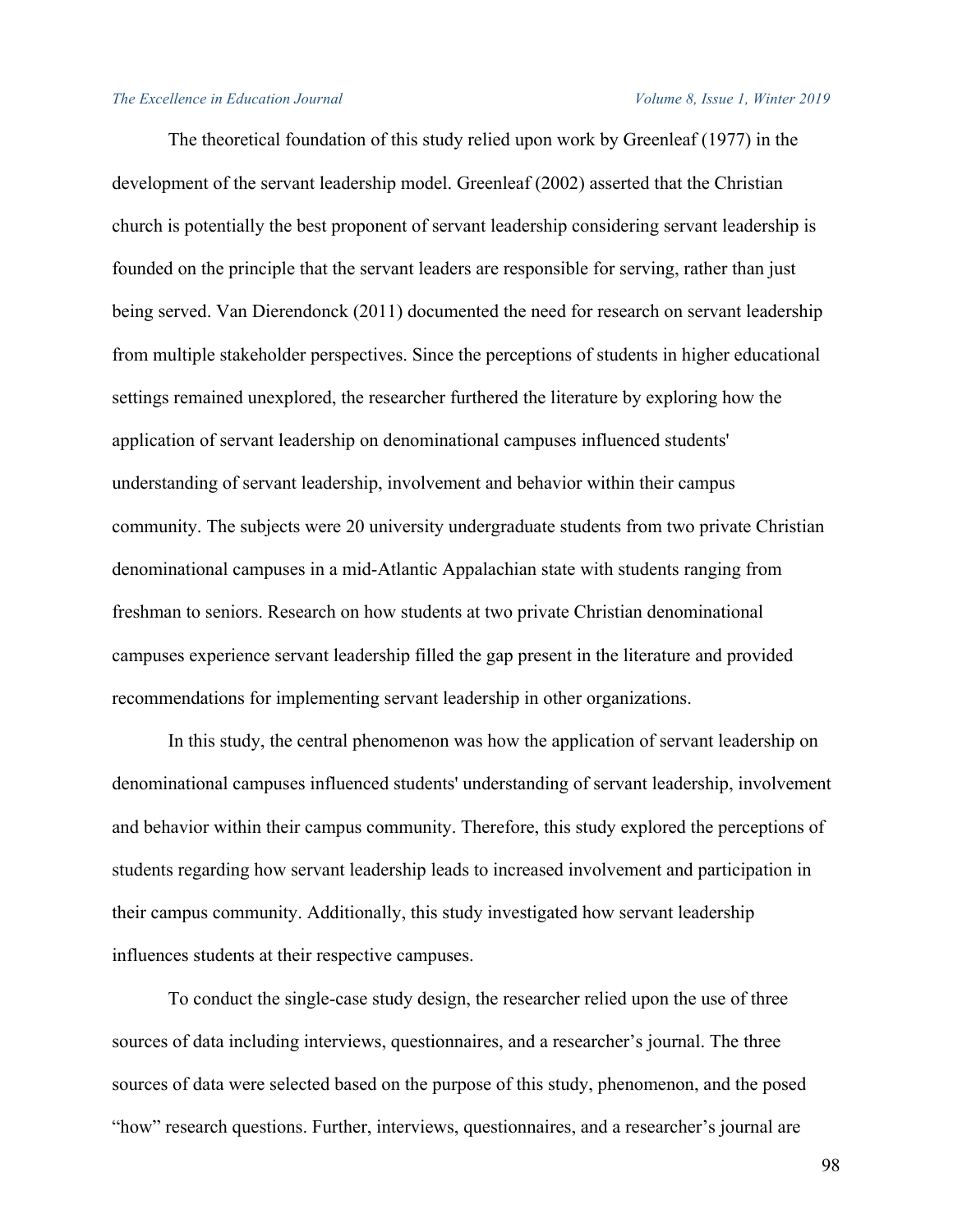The theoretical foundation of this study relied upon work by Greenleaf (1977) in the development of the servant leadership model. Greenleaf (2002) asserted that the Christian church is potentially the best proponent of servant leadership considering servant leadership is founded on the principle that the servant leaders are responsible for serving, rather than just being served. Van Dierendonck (2011) documented the need for research on servant leadership from multiple stakeholder perspectives. Since the perceptions of students in higher educational settings remained unexplored, the researcher furthered the literature by exploring how the application of servant leadership on denominational campuses influenced students' understanding of servant leadership, involvement and behavior within their campus community. The subjects were 20 university undergraduate students from two private Christian denominational campuses in a mid-Atlantic Appalachian state with students ranging from freshman to seniors. Research on how students at two private Christian denominational campuses experience servant leadership filled the gap present in the literature and provided recommendations for implementing servant leadership in other organizations.

In this study, the central phenomenon was how the application of servant leadership on denominational campuses influenced students' understanding of servant leadership, involvement and behavior within their campus community. Therefore, this study explored the perceptions of students regarding how servant leadership leads to increased involvement and participation in their campus community. Additionally, this study investigated how servant leadership influences students at their respective campuses.

To conduct the single-case study design, the researcher relied upon the use of three sources of data including interviews, questionnaires, and a researcher's journal. The three sources of data were selected based on the purpose of this study, phenomenon, and the posed "how" research questions. Further, interviews, questionnaires, and a researcher's journal are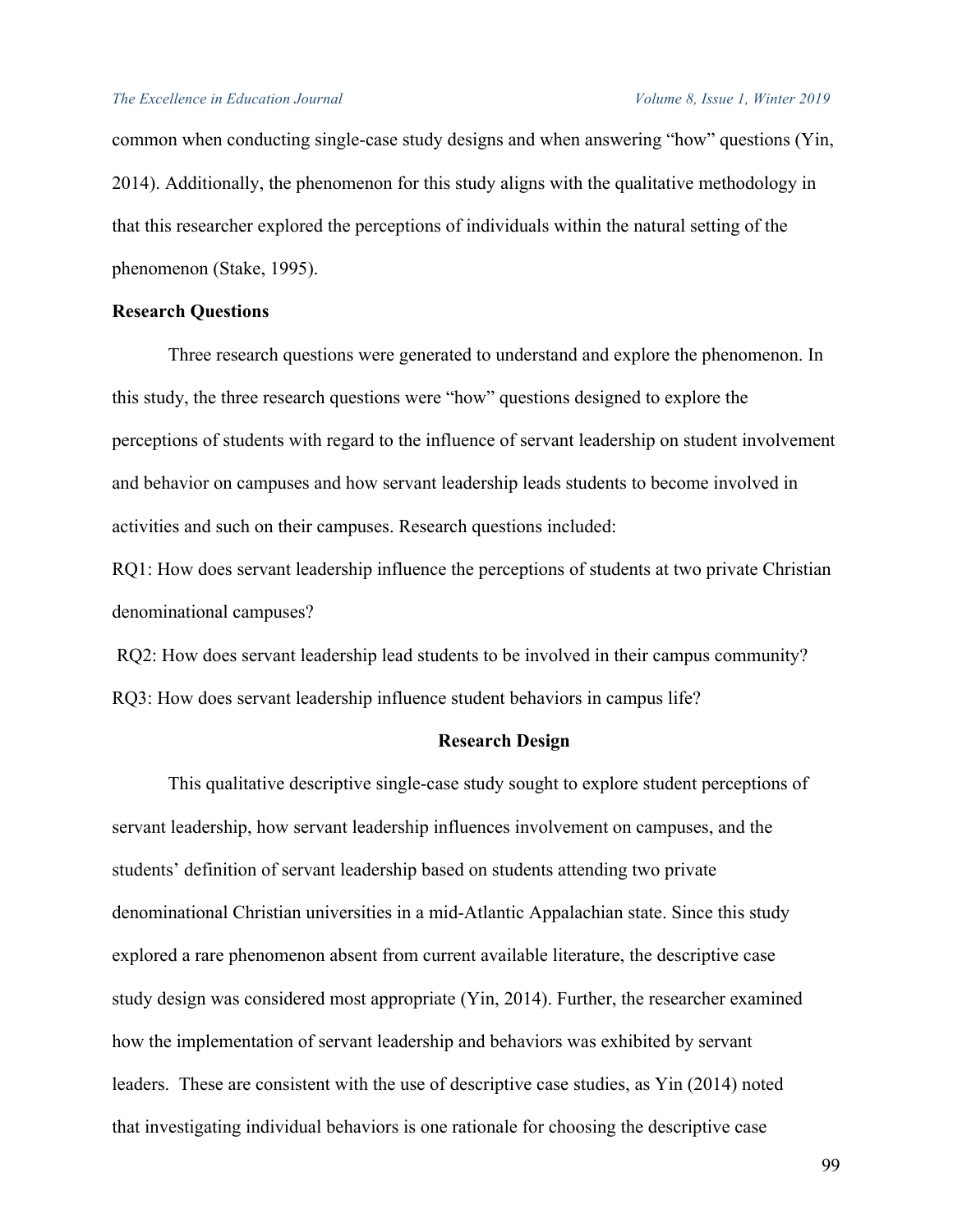common when conducting single-case study designs and when answering "how" questions (Yin, 2014). Additionally, the phenomenon for this study aligns with the qualitative methodology in that this researcher explored the perceptions of individuals within the natural setting of the phenomenon (Stake, 1995).

**Research Questions**

Three research questions were generated to understand and explore the phenomenon. In this study, the three research questions were "how" questions designed to explore the perceptions of students with regard to the influence of servant leadership on student involvement and behavior on campuses and how servant leadership leads students to become involved in activities and such on their campuses. Research questions included:

RQ1: How does servant leadership influence the perceptions of students at two private Christian denominational campuses?

RQ2: How does servant leadership lead students to be involved in their campus community?

RQ3: How does servant leadership influence student behaviors in campus life?

## Research Design

This qualitative descriptive single-case study sought to explore student perceptions of servant leadership, how servant leadership influences involvement on campuses, and the students' definition of servant leadership based on students attending two private denominational Christian universities in a mid-Atlantic Appalachian state. Since this study explored a rare phenomenon absent from current available literature, the descriptive case study design was considered most appropriate (Yin, 2014). Further, the researcher examined how the implementation of servant leadership and behaviors was exhibited by servant leaders. These are consistent with the use of descriptive case studies, as Yin (2014) noted that investigating individual behaviors is one rationale for choosing the descriptive case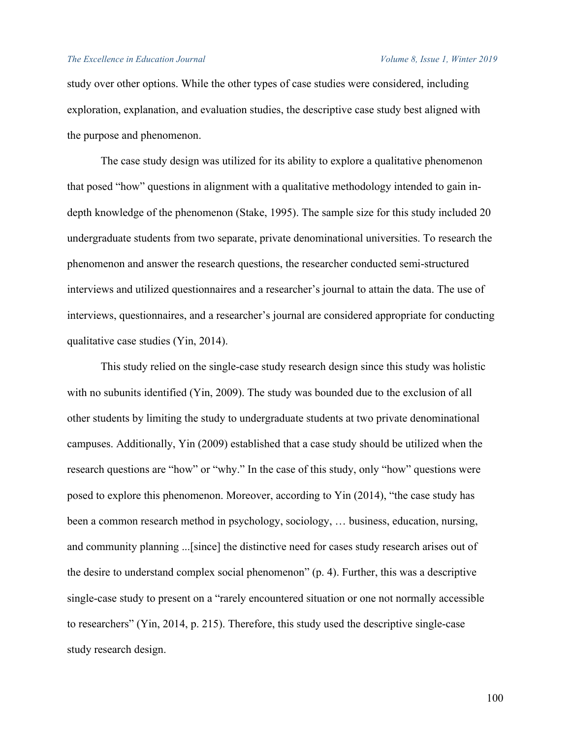study over other options. While the other types of case studies were considered, including exploration, explanation, and evaluation studies, the descriptive case study best aligned with the purpose and phenomenon.

The case study design was utilized for its ability to explore a qualitative phenomenon that posed "how" questions in alignment with a qualitative methodology intended to gain in-depth knowledge of the phenomenon (Stake, 1995). The sample size for this study included 20 undergraduate students from two separate, private denominational universities. To research the phenomenon and answer the research questions, the researcher conducted semi-structured interviews and utilized questionnaires and a researcher's journal to attain the data. The use of interviews, questionnaires, and a researcher's journal are considered appropriate for conducting qualitative case studies (Yin, 2014).

This study relied on the single-case study research design since this study was holistic with no subunits identified (Yin, 2009). The study was bounded due to the exclusion of all other students by limiting the study to undergraduate students at two private denominational campuses. Additionally, Yin (2009) established that a case study should be utilized when the research questions are "how" or "why." In the case of this study, only "how" questions were posed to explore this phenomenon. Moreover, according to Yin (2014), "the case study has been a common research method in psychology, sociology, … business, education, nursing, and community planning ...[since] the distinctive need for cases study research arises out of the desire to understand complex social phenomenon" (p. 4). Further, this was a descriptive single-case study to present on a "rarely encountered situation or one not normally accessible to researchers" (Yin, 2014, p. 215). Therefore, this study used the descriptive single-case study research design.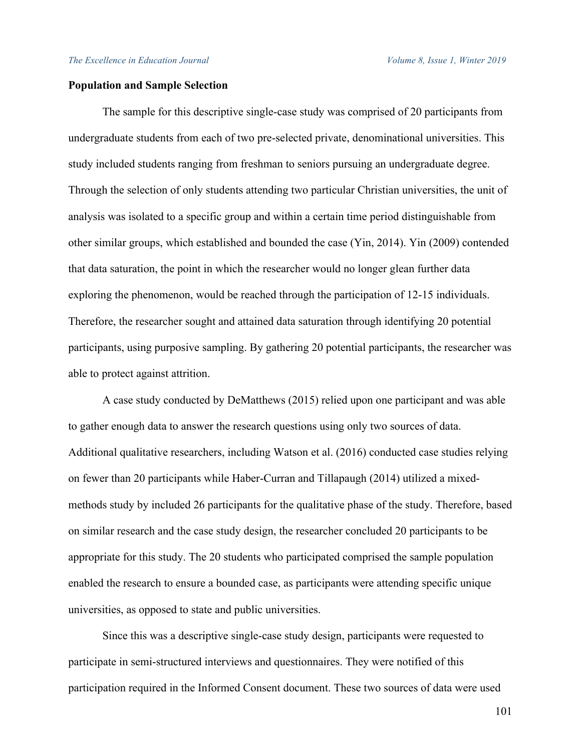**Population and Sample Selection**

The sample for this descriptive single-case study was comprised of 20 participants from undergraduate students from each of two pre-selected private, denominational universities. This study included students ranging from freshman to seniors pursuing an undergraduate degree. Through the selection of only students attending two particular Christian universities, the unit of analysis was isolated to a specific group and within a certain time period distinguishable from other similar groups, which established and bounded the case (Yin, 2014). Yin (2009) contended that data saturation, the point in which the researcher would no longer glean further data exploring the phenomenon, would be reached through the participation of 12-15 individuals. Therefore, the researcher sought and attained data saturation through identifying 20 potential participants, using purposive sampling. By gathering 20 potential participants, the researcher was able to protect against attrition.

A case study conducted by DeMatthews (2015) relied upon one participant and was able to gather enough data to answer the research questions using only two sources of data. Additional qualitative researchers, including Watson et al. (2016) conducted case studies relying on fewer than 20 participants while Haber-Curran and Tillapaugh (2014) utilized a mixed-methods study by included 26 participants for the qualitative phase of the study. Therefore, based on similar research and the case study design, the researcher concluded 20 participants to be appropriate for this study. The 20 students who participated comprised the sample population enabled the research to ensure a bounded case, as participants were attending specific unique universities, as opposed to state and public universities.

Since this was a descriptive single-case study design, participants were requested to participate in semi-structured interviews and questionnaires. They were notified of this participation required in the Informed Consent document. These two sources of data were used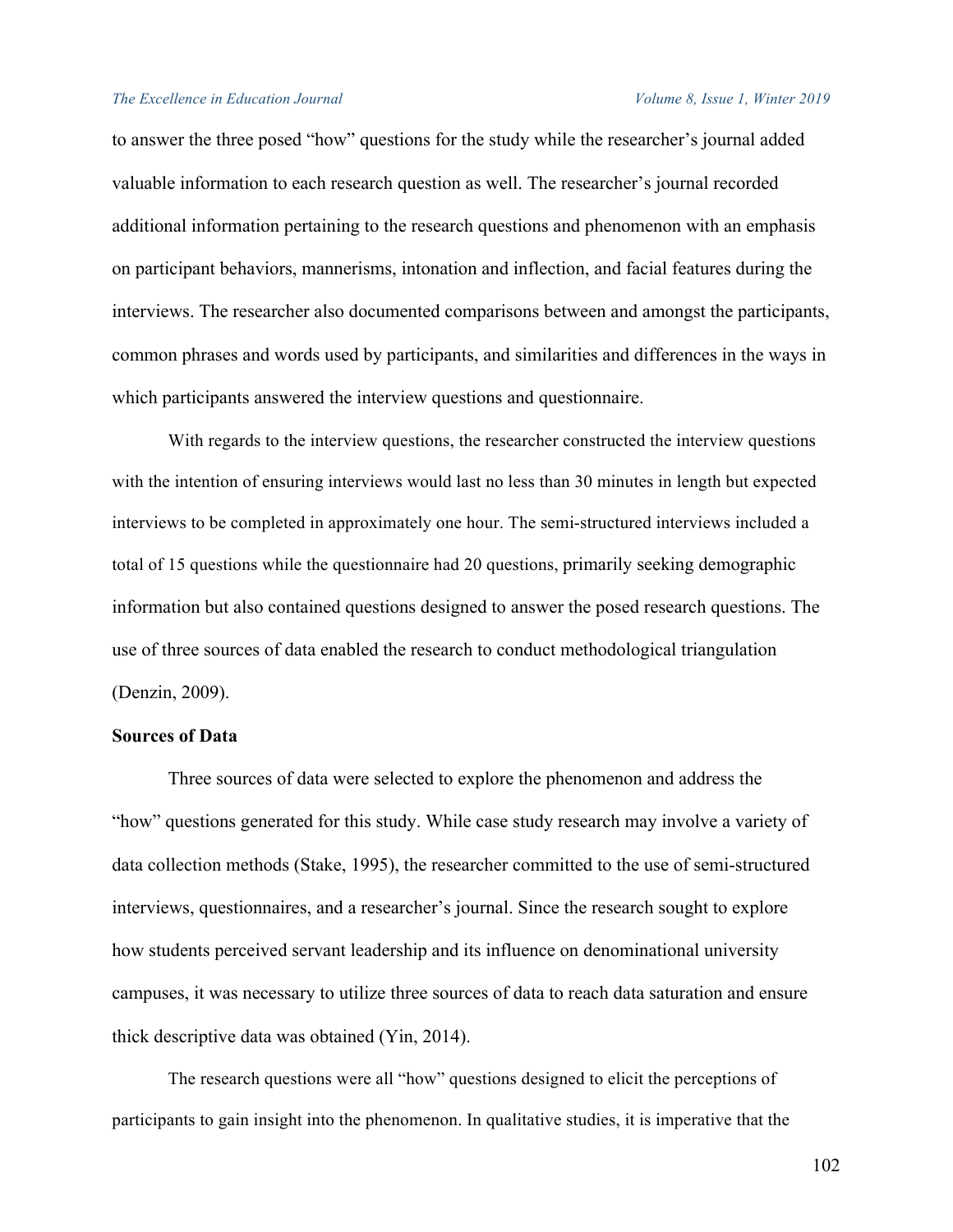to answer the three posed "how" questions for the study while the researcher's journal added valuable information to each research question as well. The researcher's journal recorded additional information pertaining to the research questions and phenomenon with an emphasis on participant behaviors, mannerisms, intonation and inflection, and facial features during the interviews. The researcher also documented comparisons between and amongst the participants, common phrases and words used by participants, and similarities and differences in the ways in which participants answered the interview questions and questionnaire.

With regards to the interview questions, the researcher constructed the interview questions with the intention of ensuring interviews would last no less than 30 minutes in length but expected interviews to be completed in approximately one hour. The semi-structured interviews included a total of 15 questions while the questionnaire had 20 questions, primarily seeking demographic information but also contained questions designed to answer the posed research questions. The use of three sources of data enabled the research to conduct methodological triangulation (Denzin, 2009).

**Sources of Data**

Three sources of data were selected to explore the phenomenon and address the "how" questions generated for this study. While case study research may involve a variety of data collection methods (Stake, 1995), the researcher committed to the use of semi-structured interviews, questionnaires, and a researcher's journal. Since the research sought to explore how students perceived servant leadership and its influence on denominational university campuses, it was necessary to utilize three sources of data to reach data saturation and ensure thick descriptive data was obtained (Yin, 2014).

The research questions were all "how" questions designed to elicit the perceptions of participants to gain insight into the phenomenon. In qualitative studies, it is imperative that the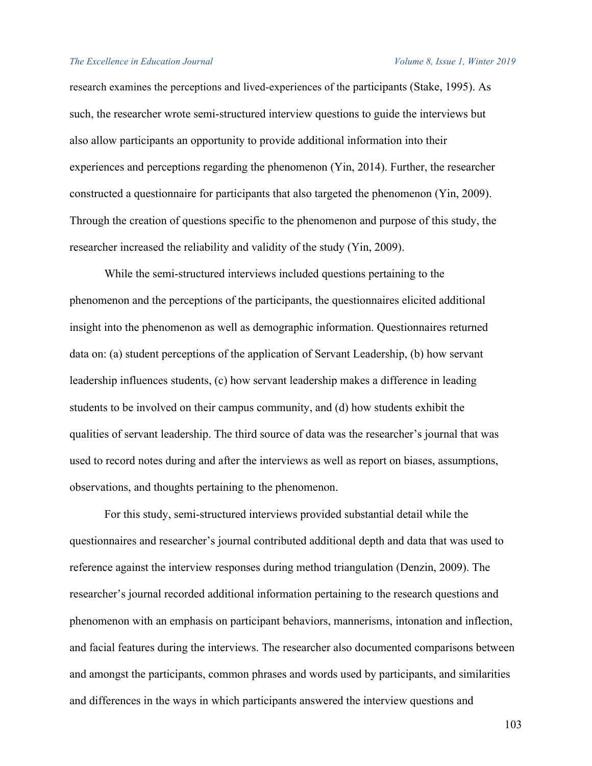research examines the perceptions and lived-experiences of the participants (Stake, 1995). As such, the researcher wrote semi-structured interview questions to guide the interviews but also allow participants an opportunity to provide additional information into their experiences and perceptions regarding the phenomenon (Yin, 2014). Further, the researcher constructed a questionnaire for participants that also targeted the phenomenon (Yin, 2009). Through the creation of questions specific to the phenomenon and purpose of this study, the researcher increased the reliability and validity of the study (Yin, 2009).

While the semi-structured interviews included questions pertaining to the phenomenon and the perceptions of the participants, the questionnaires elicited additional insight into the phenomenon as well as demographic information. Questionnaires returned data on: (a) student perceptions of the application of Servant Leadership, (b) how servant leadership influences students, (c) how servant leadership makes a difference in leading students to be involved on their campus community, and (d) how students exhibit the qualities of servant leadership. The third source of data was the researcher's journal that was used to record notes during and after the interviews as well as report on biases, assumptions, observations, and thoughts pertaining to the phenomenon.

For this study, semi-structured interviews provided substantial detail while the questionnaires and researcher's journal contributed additional depth and data that was used to reference against the interview responses during method triangulation (Denzin, 2009). The researcher's journal recorded additional information pertaining to the research questions and phenomenon with an emphasis on participant behaviors, mannerisms, intonation and inflection, and facial features during the interviews. The researcher also documented comparisons between and amongst the participants, common phrases and words used by participants, and similarities and differences in the ways in which participants answered the interview questions and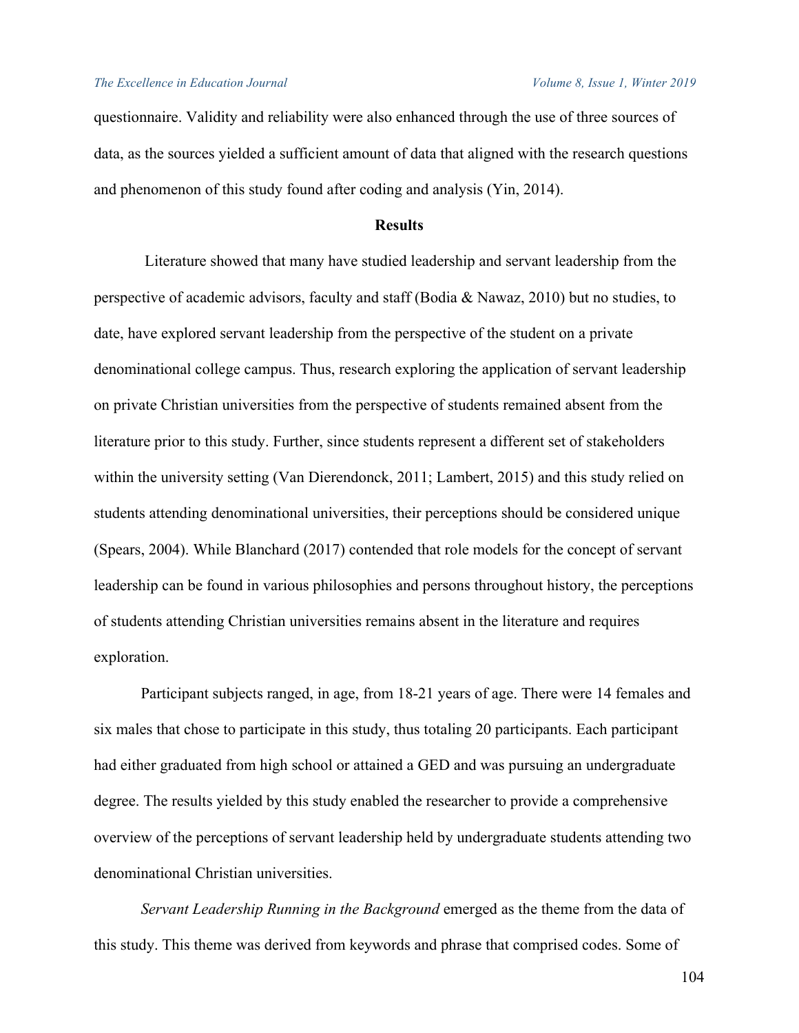questionnaire. Validity and reliability were also enhanced through the use of three sources of data, as the sources yielded a sufficient amount of data that aligned with the research questions and phenomenon of this study found after coding and analysis (Yin, 2014).

## Results

Literature showed that many have studied leadership and servant leadership from the perspective of academic advisors, faculty and staff (Bodia & Nawaz, 2010) but no studies, to date, have explored servant leadership from the perspective of the student on a private denominational college campus. Thus, research exploring the application of servant leadership on private Christian universities from the perspective of students remained absent from the literature prior to this study. Further, since students represent a different set of stakeholders within the university setting (Van Dierendonck, 2011; Lambert, 2015) and this study relied on students attending denominational universities, their perceptions should be considered unique (Spears, 2004). While Blanchard (2017) contended that role models for the concept of servant leadership can be found in various philosophies and persons throughout history, the perceptions of students attending Christian universities remains absent in the literature and requires exploration.

Participant subjects ranged, in age, from 18-21 years of age. There were 14 females and six males that chose to participate in this study, thus totaling 20 participants. Each participant had either graduated from high school or attained a GED and was pursuing an undergraduate degree. The results yielded by this study enabled the researcher to provide a comprehensive overview of the perceptions of servant leadership held by undergraduate students attending two denominational Christian universities.

*Servant Leadership Running in the Background* emerged as the theme from the data of this study. This theme was derived from keywords and phrase that comprised codes. Some of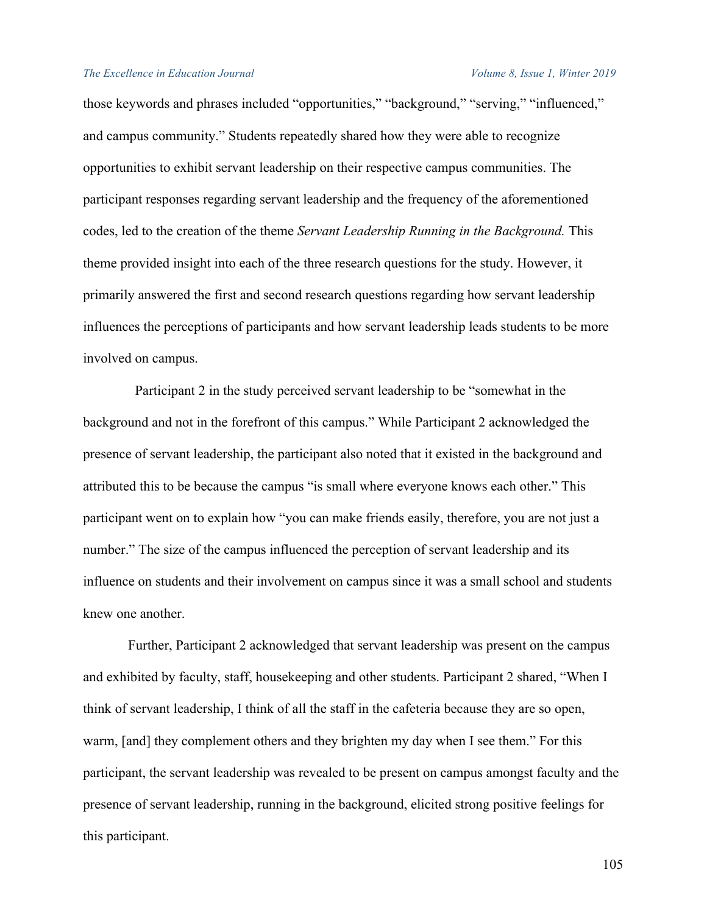those keywords and phrases included "opportunities," "background," "serving," "influenced," and campus community." Students repeatedly shared how they were able to recognize opportunities to exhibit servant leadership on their respective campus communities. The participant responses regarding servant leadership and the frequency of the aforementioned codes, led to the creation of the theme *Servant Leadership Running in the Background.* This theme provided insight into each of the three research questions for the study. However, it primarily answered the first and second research questions regarding how servant leadership influences the perceptions of participants and how servant leadership leads students to be more involved on campus.

Participant 2 in the study perceived servant leadership to be "somewhat in the background and not in the forefront of this campus." While Participant 2 acknowledged the presence of servant leadership, the participant also noted that it existed in the background and attributed this to be because the campus "is small where everyone knows each other." This participant went on to explain how "you can make friends easily, therefore, you are not just a number." The size of the campus influenced the perception of servant leadership and its influence on students and their involvement on campus since it was a small school and students knew one another.

Further, Participant 2 acknowledged that servant leadership was present on the campus and exhibited by faculty, staff, housekeeping and other students. Participant 2 shared, "When I think of servant leadership, I think of all the staff in the cafeteria because they are so open, warm, [and] they complement others and they brighten my day when I see them." For this participant, the servant leadership was revealed to be present on campus amongst faculty and the presence of servant leadership, running in the background, elicited strong positive feelings for this participant.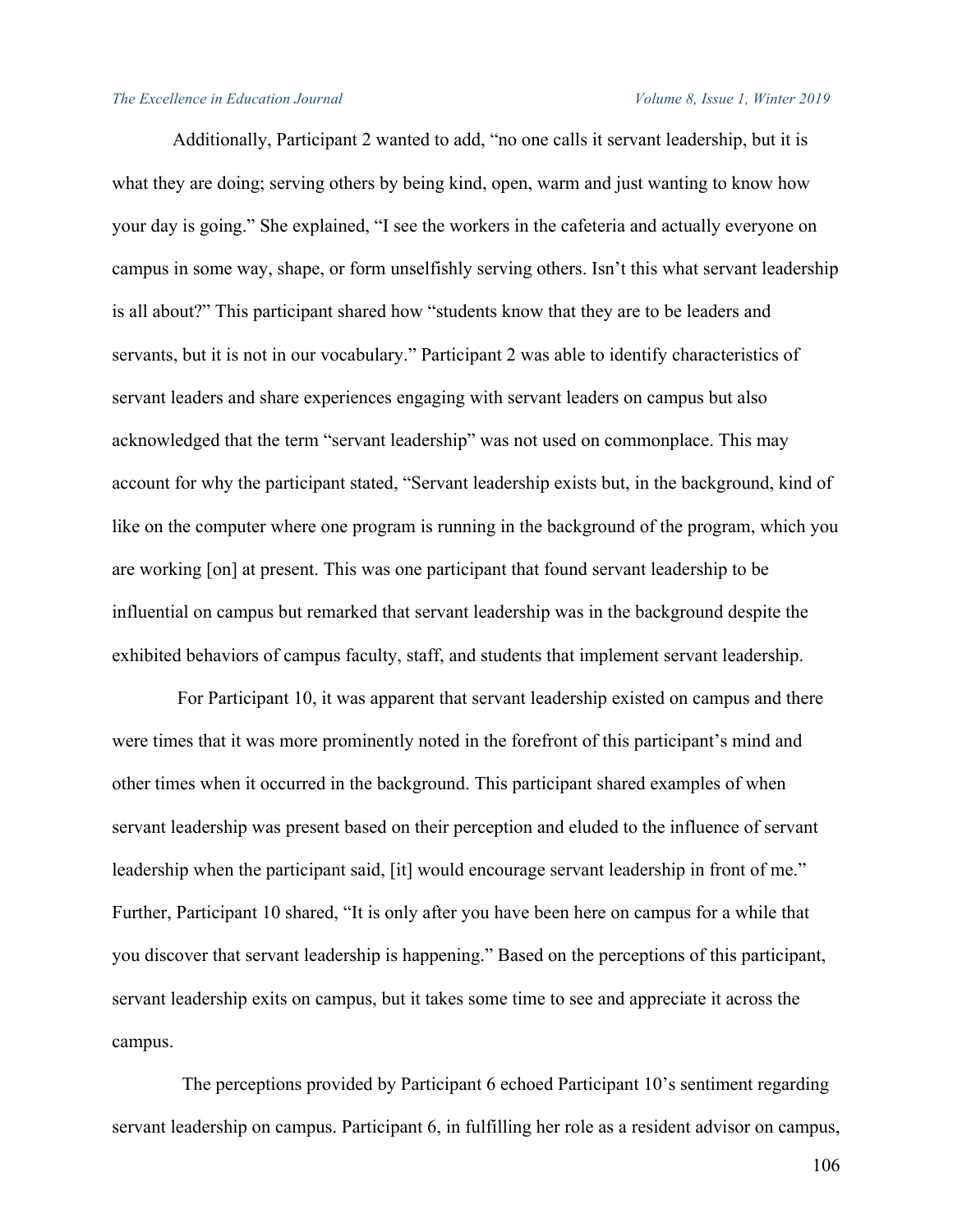Additionally, Participant 2 wanted to add, “no one calls it servant leadership, but it is what they are doing; serving others by being kind, open, warm and just wanting to know how your day is going.” She explained, “I see the workers in the cafeteria and actually everyone on campus in some way, shape, or form unselfishly serving others. Isn’t this what servant leadership is all about?” This participant shared how “students know that they are to be leaders and servants, but it is not in our vocabulary.” Participant 2 was able to identify characteristics of servant leaders and share experiences engaging with servant leaders on campus but also acknowledged that the term “servant leadership” was not used on commonplace. This may account for why the participant stated, “Servant leadership exists but, in the background, kind of like on the computer where one program is running in the background of the program, which you are working [on] at present. This was one participant that found servant leadership to be influential on campus but remarked that servant leadership was in the background despite the exhibited behaviors of campus faculty, staff, and students that implement servant leadership.

For Participant 10, it was apparent that servant leadership existed on campus and there were times that it was more prominently noted in the forefront of this participant’s mind and other times when it occurred in the background. This participant shared examples of when servant leadership was present based on their perception and eluded to the influence of servant leadership when the participant said, [it] would encourage servant leadership in front of me.” Further, Participant 10 shared, “It is only after you have been here on campus for a while that you discover that servant leadership is happening.” Based on the perceptions of this participant, servant leadership exits on campus, but it takes some time to see and appreciate it across the campus.

The perceptions provided by Participant 6 echoed Participant 10’s sentiment regarding servant leadership on campus. Participant 6, in fulfilling her role as a resident advisor on campus,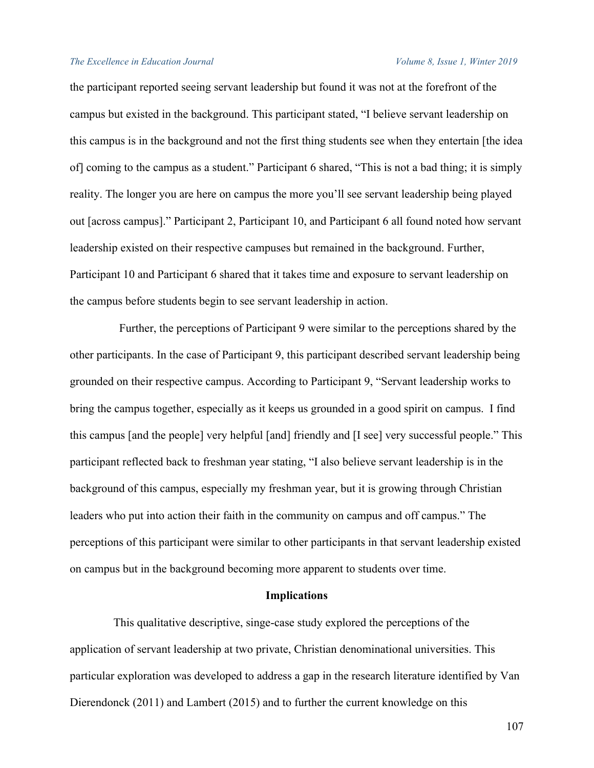the participant reported seeing servant leadership but found it was not at the forefront of the campus but existed in the background. This participant stated, "I believe servant leadership on this campus is in the background and not the first thing students see when they entertain [the idea of] coming to the campus as a student." Participant 6 shared, "This is not a bad thing; it is simply reality. The longer you are here on campus the more you'll see servant leadership being played out [across campus]." Participant 2, Participant 10, and Participant 6 all found noted how servant leadership existed on their respective campuses but remained in the background. Further, Participant 10 and Participant 6 shared that it takes time and exposure to servant leadership on the campus before students begin to see servant leadership in action.

Further, the perceptions of Participant 9 were similar to the perceptions shared by the other participants. In the case of Participant 9, this participant described servant leadership being grounded on their respective campus. According to Participant 9, "Servant leadership works to bring the campus together, especially as it keeps us grounded in a good spirit on campus. I find this campus [and the people] very helpful [and] friendly and [I see] very successful people." This participant reflected back to freshman year stating, "I also believe servant leadership is in the background of this campus, especially my freshman year, but it is growing through Christian leaders who put into action their faith in the community on campus and off campus." The perceptions of this participant were similar to other participants in that servant leadership existed on campus but in the background becoming more apparent to students over time.

## Implications

This qualitative descriptive, singe-case study explored the perceptions of the application of servant leadership at two private, Christian denominational universities. This particular exploration was developed to address a gap in the research literature identified by Van Dierendonck (2011) and Lambert (2015) and to further the current knowledge on this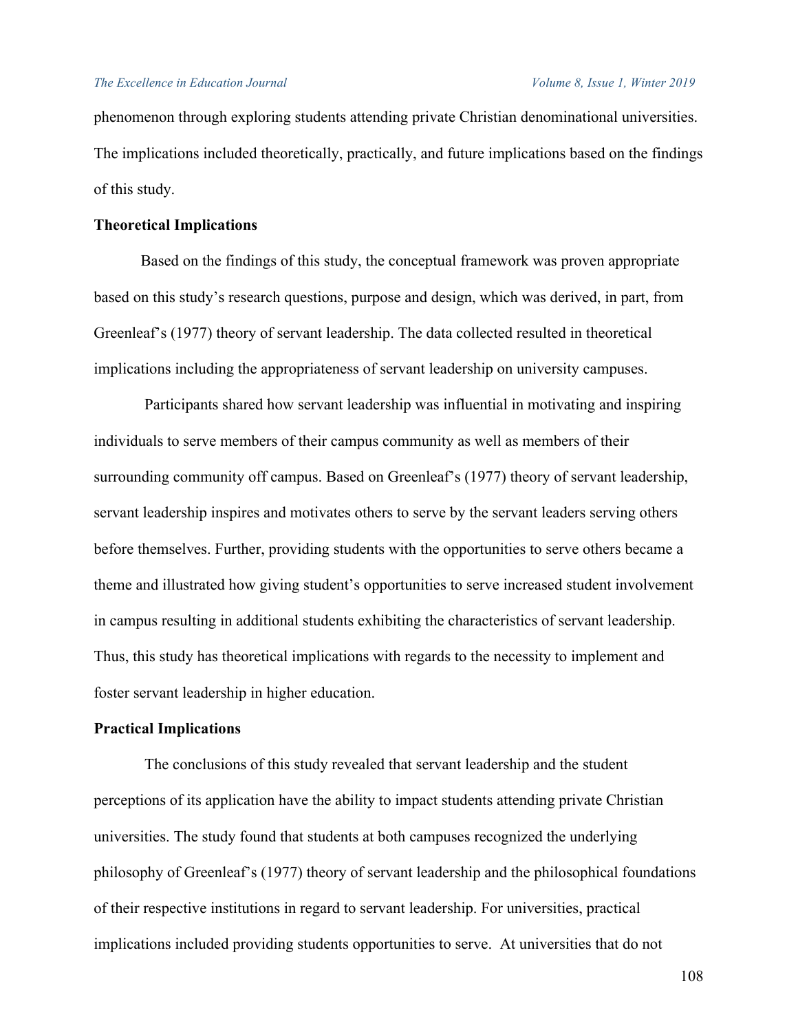phenomenon through exploring students attending private Christian denominational universities. The implications included theoretically, practically, and future implications based on the findings of this study.

**Theoretical Implications**

Based on the findings of this study, the conceptual framework was proven appropriate based on this study's research questions, purpose and design, which was derived, in part, from Greenleaf's (1977) theory of servant leadership. The data collected resulted in theoretical implications including the appropriateness of servant leadership on university campuses.

Participants shared how servant leadership was influential in motivating and inspiring individuals to serve members of their campus community as well as members of their surrounding community off campus. Based on Greenleaf's (1977) theory of servant leadership, servant leadership inspires and motivates others to serve by the servant leaders serving others before themselves. Further, providing students with the opportunities to serve others became a theme and illustrated how giving student's opportunities to serve increased student involvement in campus resulting in additional students exhibiting the characteristics of servant leadership. Thus, this study has theoretical implications with regards to the necessity to implement and foster servant leadership in higher education.

**Practical Implications**

The conclusions of this study revealed that servant leadership and the student perceptions of its application have the ability to impact students attending private Christian universities. The study found that students at both campuses recognized the underlying philosophy of Greenleaf's (1977) theory of servant leadership and the philosophical foundations of their respective institutions in regard to servant leadership. For universities, practical implications included providing students opportunities to serve. At universities that do not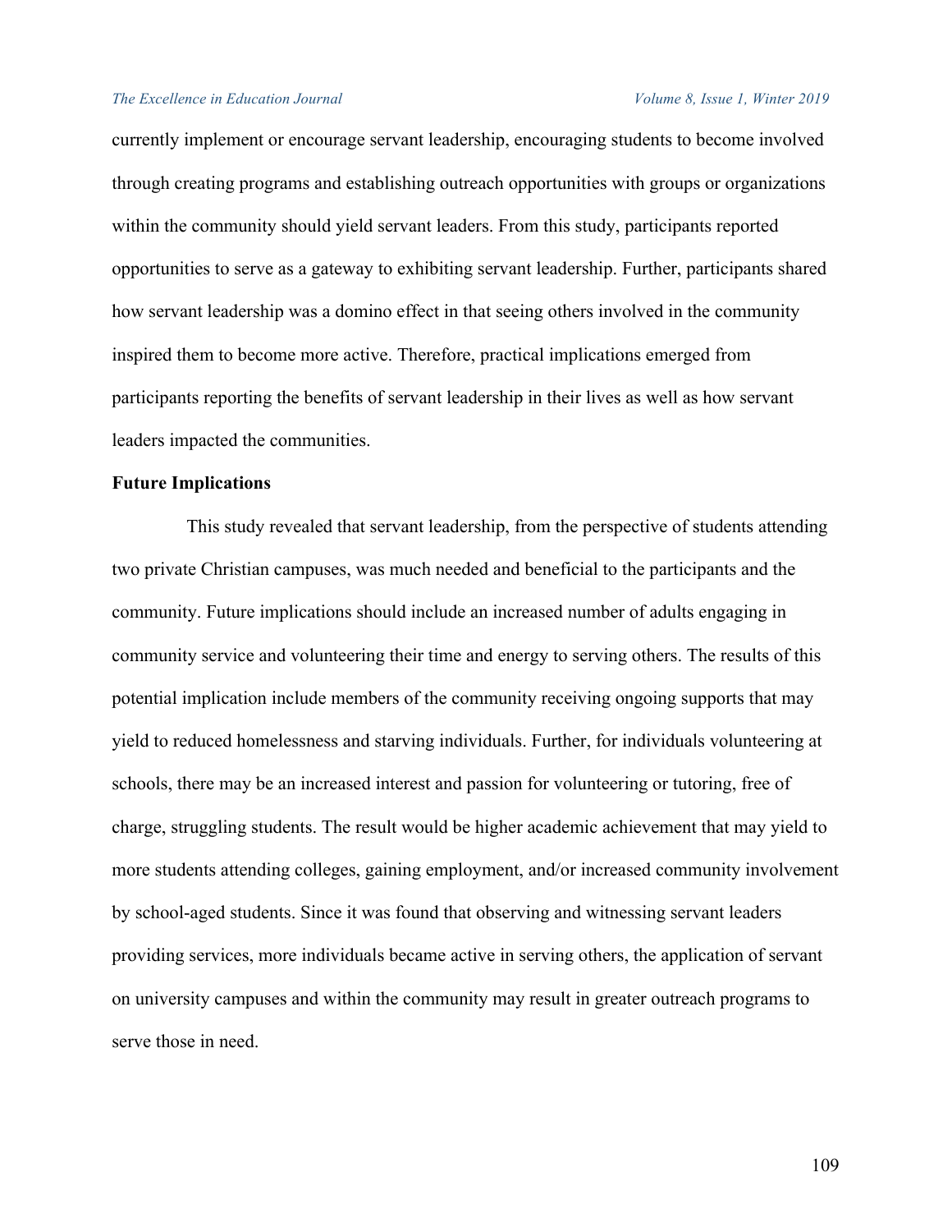currently implement or encourage servant leadership, encouraging students to become involved through creating programs and establishing outreach opportunities with groups or organizations within the community should yield servant leaders. From this study, participants reported opportunities to serve as a gateway to exhibiting servant leadership. Further, participants shared how servant leadership was a domino effect in that seeing others involved in the community inspired them to become more active. Therefore, practical implications emerged from participants reporting the benefits of servant leadership in their lives as well as how servant leaders impacted the communities.

**Future Implications**

This study revealed that servant leadership, from the perspective of students attending two private Christian campuses, was much needed and beneficial to the participants and the community. Future implications should include an increased number of adults engaging in community service and volunteering their time and energy to serving others. The results of this potential implication include members of the community receiving ongoing supports that may yield to reduced homelessness and starving individuals. Further, for individuals volunteering at schools, there may be an increased interest and passion for volunteering or tutoring, free of charge, struggling students. The result would be higher academic achievement that may yield to more students attending colleges, gaining employment, and/or increased community involvement by school-aged students. Since it was found that observing and witnessing servant leaders providing services, more individuals became active in serving others, the application of servant on university campuses and within the community may result in greater outreach programs to serve those in need.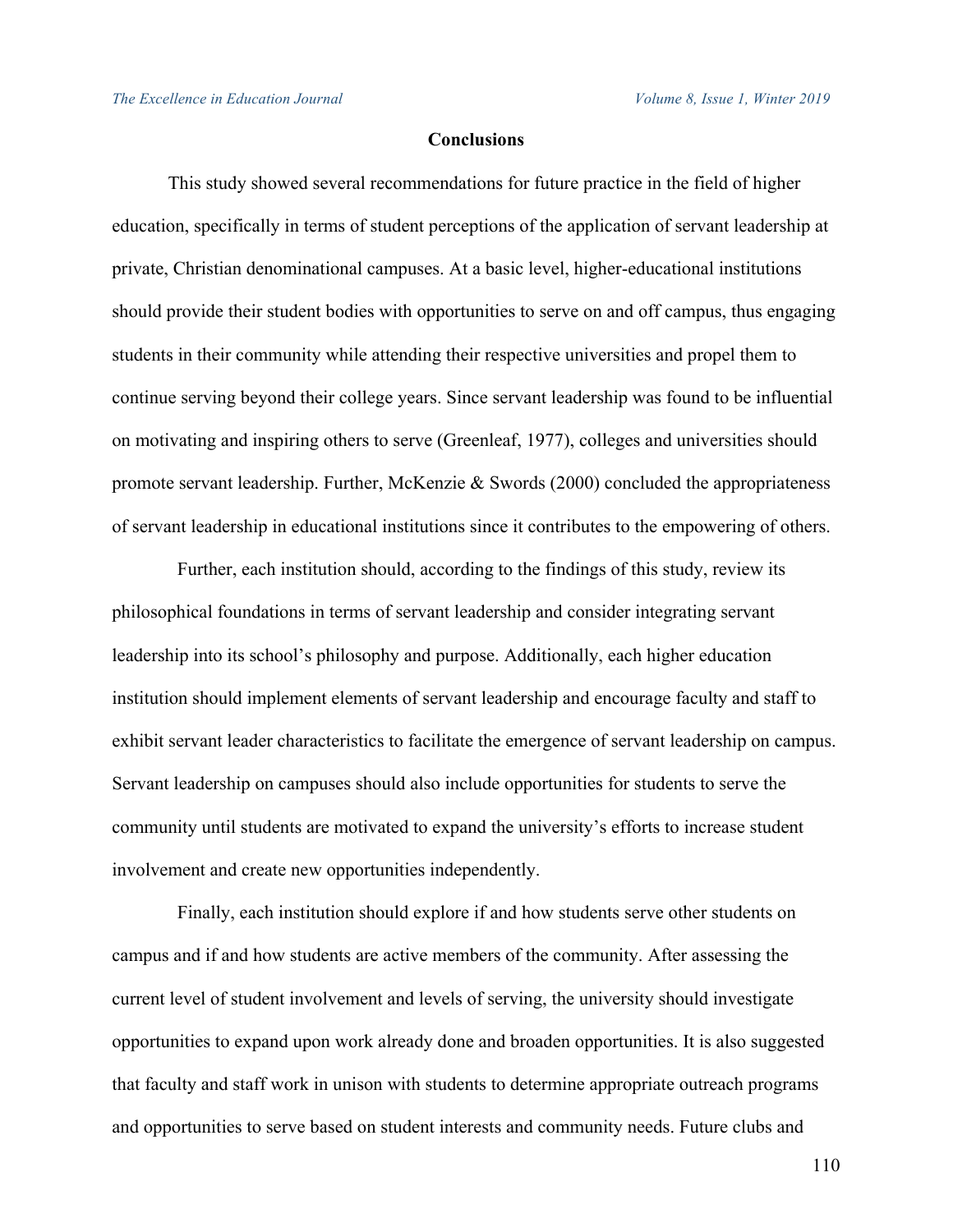## Conclusions

This study showed several recommendations for future practice in the field of higher education, specifically in terms of student perceptions of the application of servant leadership at private, Christian denominational campuses. At a basic level, higher-educational institutions should provide their student bodies with opportunities to serve on and off campus, thus engaging students in their community while attending their respective universities and propel them to continue serving beyond their college years. Since servant leadership was found to be influential on motivating and inspiring others to serve (Greenleaf, 1977), colleges and universities should promote servant leadership. Further, McKenzie & Swords (2000) concluded the appropriateness of servant leadership in educational institutions since it contributes to the empowering of others.

Further, each institution should, according to the findings of this study, review its philosophical foundations in terms of servant leadership and consider integrating servant leadership into its school's philosophy and purpose. Additionally, each higher education institution should implement elements of servant leadership and encourage faculty and staff to exhibit servant leader characteristics to facilitate the emergence of servant leadership on campus. Servant leadership on campuses should also include opportunities for students to serve the community until students are motivated to expand the university's efforts to increase student involvement and create new opportunities independently.

Finally, each institution should explore if and how students serve other students on campus and if and how students are active members of the community. After assessing the current level of student involvement and levels of serving, the university should investigate opportunities to expand upon work already done and broaden opportunities. It is also suggested that faculty and staff work in unison with students to determine appropriate outreach programs and opportunities to serve based on student interests and community needs. Future clubs and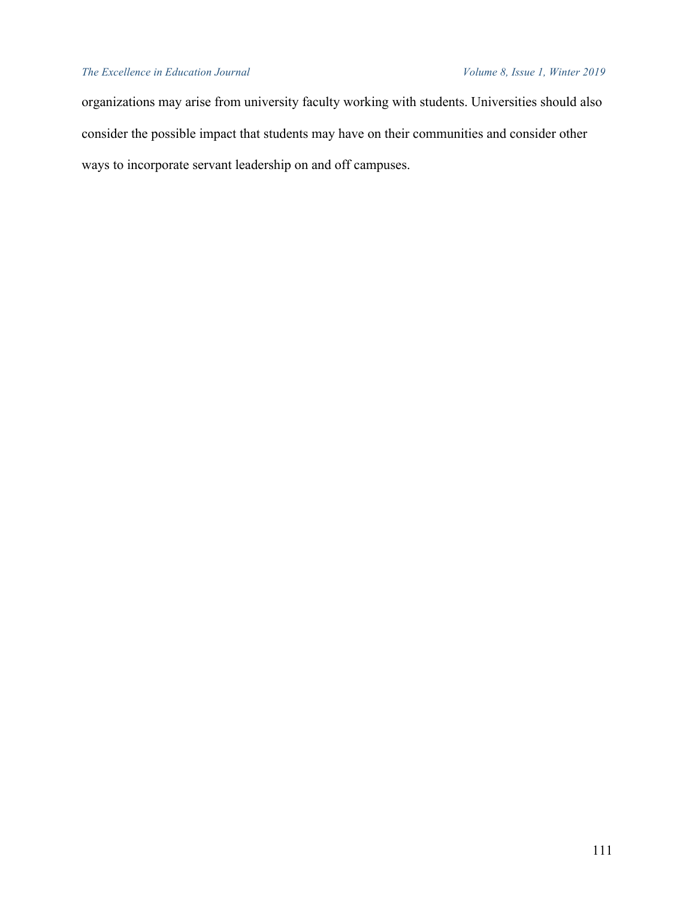organizations may arise from university faculty working with students. Universities should also consider the possible impact that students may have on their communities and consider other ways to incorporate servant leadership on and off campuses.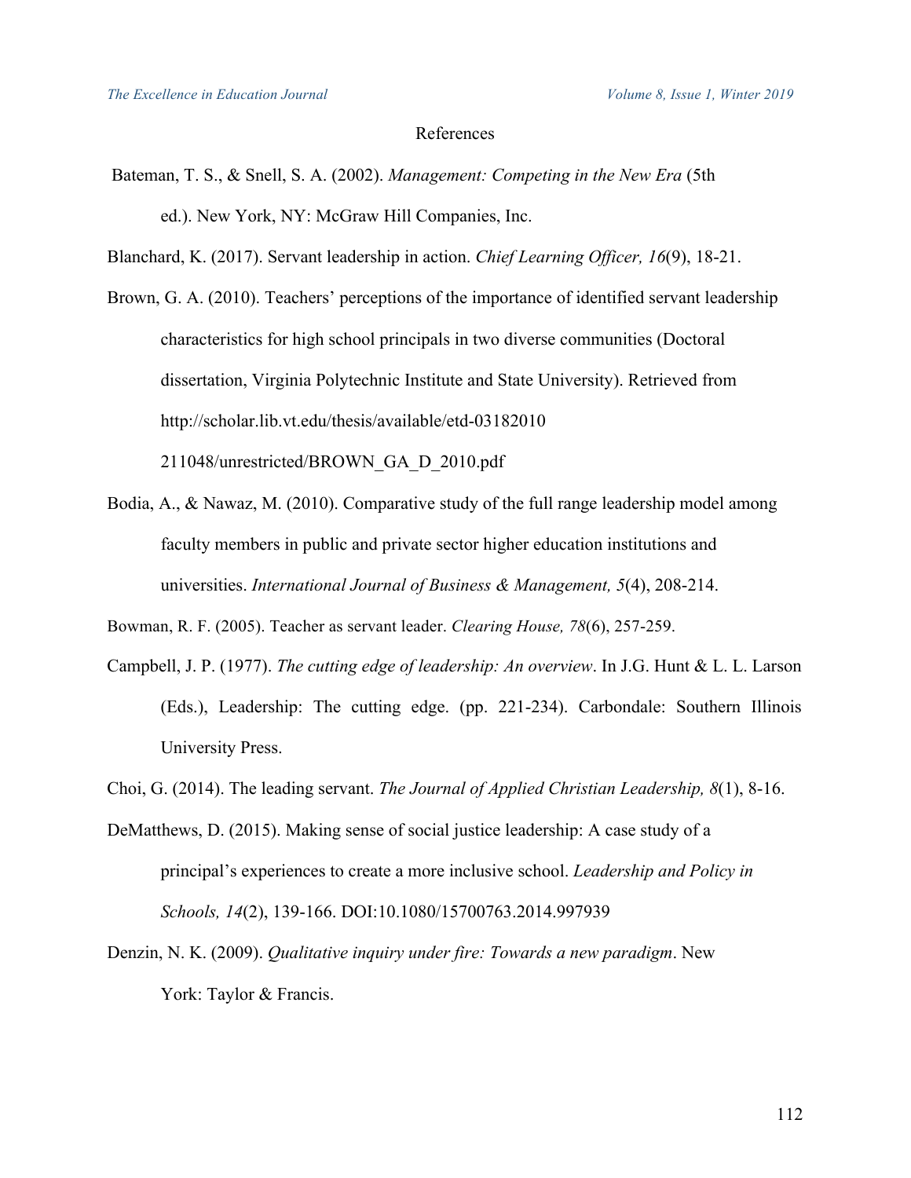References

Bateman, T. S., & Snell, S. A. (2002). *Management: Competing in the New Era* (5th ed.). New York, NY: McGraw Hill Companies, Inc.

Blanchard, K. (2017). Servant leadership in action. *Chief Learning Officer, 16*(9), 18-21.

Brown, G. A. (2010). Teachers' perceptions of the importance of identified servant leadership characteristics for high school principals in two diverse communities (Doctoral dissertation, Virginia Polytechnic Institute and State University). Retrieved from http://scholar.lib.vt.edu/thesis/available/etd-03182010 211048/unrestricted/BROWN_GA_D_2010.pdf

Bodia, A., & Nawaz, M. (2010). Comparative study of the full range leadership model among faculty members in public and private sector higher education institutions and universities. *International Journal of Business & Management, 5*(4), 208-214.

Bowman, R. F. (2005). Teacher as servant leader. *Clearing House, 78*(6), 257-259.

Campbell, J. P. (1977). *The cutting edge of leadership: An overview*. In J.G. Hunt & L. L. Larson (Eds.), Leadership: The cutting edge. (pp. 221-234). Carbondale: Southern Illinois University Press.

Choi, G. (2014). The leading servant. *The Journal of Applied Christian Leadership, 8*(1), 8-16.

DeMatthews, D. (2015). Making sense of social justice leadership: A case study of a principal's experiences to create a more inclusive school. *Leadership and Policy in Schools, 14*(2), 139-166. DOI:10.1080/15700763.2014.997939

Denzin, N. K. (2009). *Qualitative inquiry under fire: Towards a new paradigm*. New York: Taylor & Francis.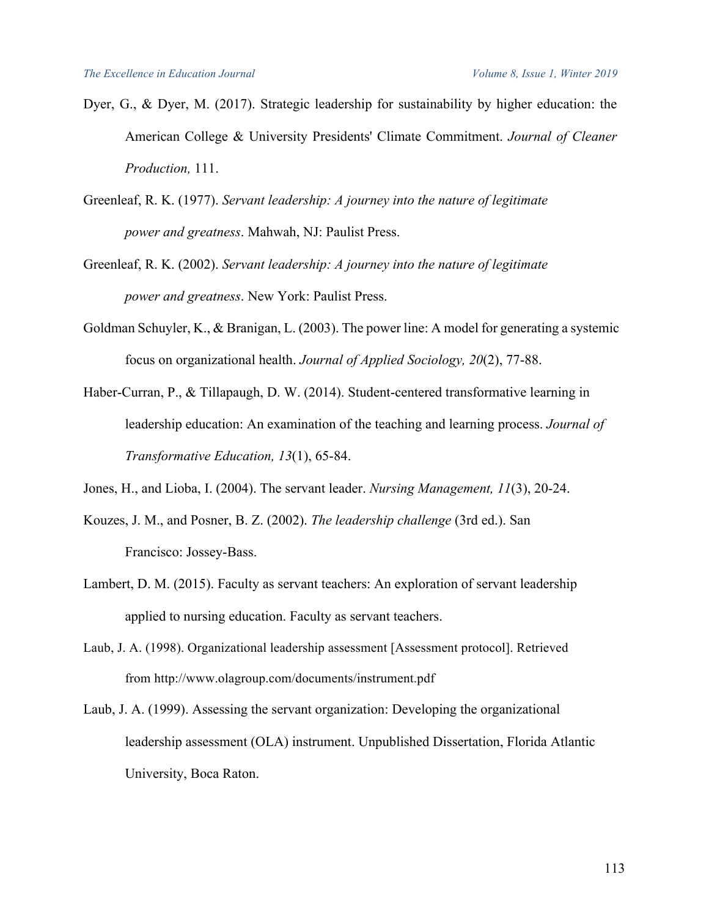Dyer, G., & Dyer, M. (2017). Strategic leadership for sustainability by higher education: the American College & University Presidents' Climate Commitment. *Journal of Cleaner Production,* 111.

Greenleaf, R. K. (1977). *Servant leadership: A journey into the nature of legitimate power and greatness*. Mahwah, NJ: Paulist Press.

Greenleaf, R. K. (2002). *Servant leadership: A journey into the nature of legitimate power and greatness*. New York: Paulist Press.

Goldman Schuyler, K., & Branigan, L. (2003). The power line: A model for generating a systemic focus on organizational health. *Journal of Applied Sociology, 20*(2), 77-88.

Haber-Curran, P., & Tillapaugh, D. W. (2014). Student-centered transformative learning in leadership education: An examination of the teaching and learning process. *Journal of Transformative Education, 13*(1), 65-84.

Jones, H., and Lioba, I. (2004). The servant leader. *Nursing Management, 11*(3), 20-24.

Kouzes, J. M., and Posner, B. Z. (2002). *The leadership challenge* (3rd ed.). San Francisco: Jossey-Bass.

Lambert, D. M. (2015). Faculty as servant teachers: An exploration of servant leadership applied to nursing education. Faculty as servant teachers.

Laub, J. A. (1998). Organizational leadership assessment [Assessment protocol]. Retrieved from http://www.olagroup.com/documents/instrument.pdf

Laub, J. A. (1999). Assessing the servant organization: Developing the organizational leadership assessment (OLA) instrument. Unpublished Dissertation, Florida Atlantic University, Boca Raton.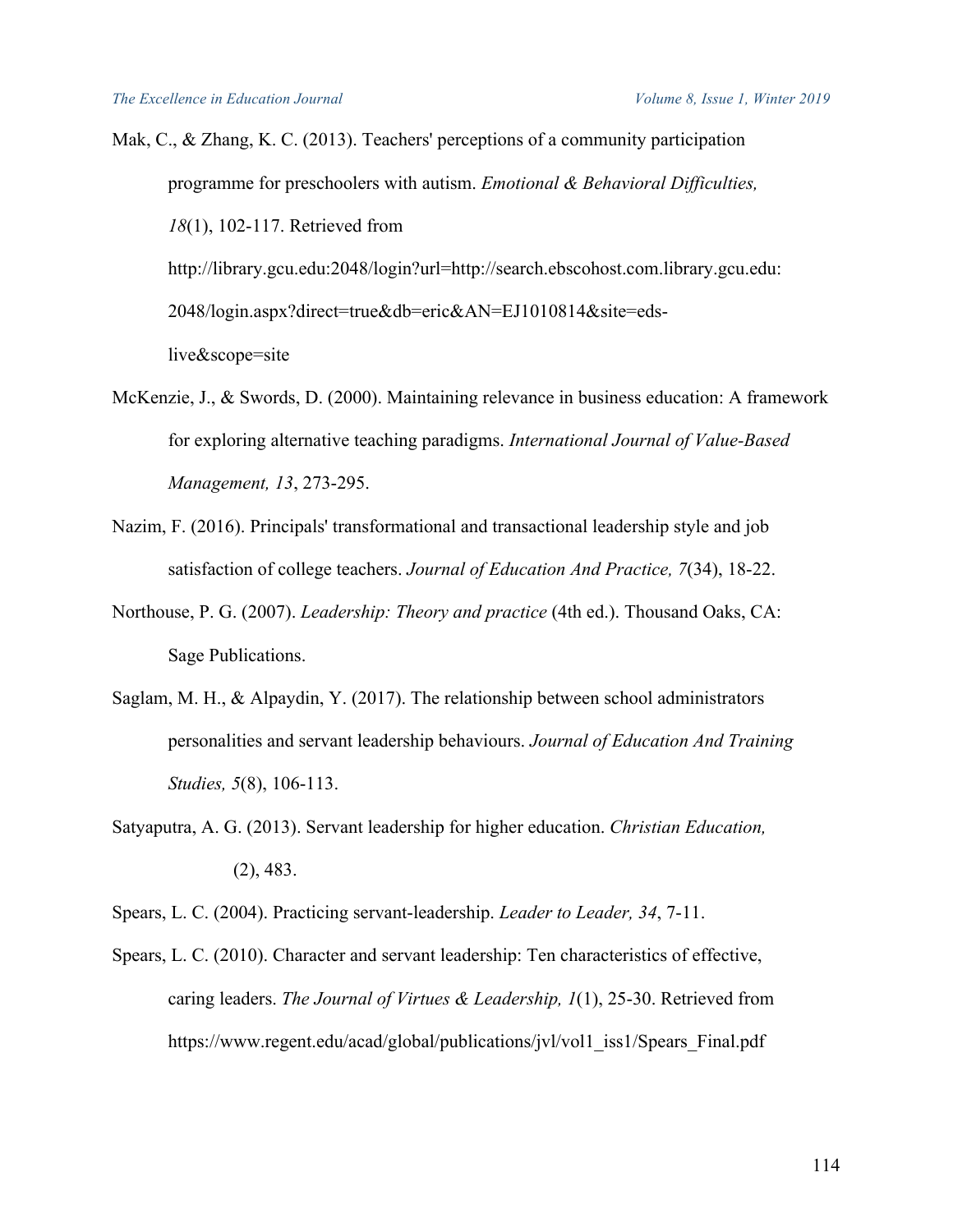Mak, C., & Zhang, K. C. (2013). Teachers' perceptions of a community participation programme for preschoolers with autism. *Emotional & Behavioral Difficulties, 18*(1), 102-117. Retrieved from http://library.gcu.edu:2048/login?url=http://search.ebscohost.com.library.gcu.edu:2048/login.aspx?direct=true&db=eric&AN=EJ1010814&site=eds-live&scope=site

McKenzie, J., & Swords, D. (2000). Maintaining relevance in business education: A framework for exploring alternative teaching paradigms. *International Journal of Value-Based Management, 13*, 273-295.

Nazim, F. (2016). Principals' transformational and transactional leadership style and job satisfaction of college teachers. *Journal of Education And Practice, 7*(34), 18-22.

Northouse, P. G. (2007). *Leadership: Theory and practice* (4th ed.). Thousand Oaks, CA: Sage Publications.

Saglam, M. H., & Alpaydin, Y. (2017). The relationship between school administrators personalities and servant leadership behaviours. *Journal of Education And Training Studies, 5*(8), 106-113.

Satyaputra, A. G. (2013). Servant leadership for higher education. *Christian Education,* (2), 483.

Spears, L. C. (2004). Practicing servant-leadership. *Leader to Leader, 34*, 7-11.

Spears, L. C. (2010). Character and servant leadership: Ten characteristics of effective, caring leaders. *The Journal of Virtues & Leadership, 1*(1), 25-30. Retrieved from https://www.regent.edu/acad/global/publications/jvl/vol1_iss1/Spears_Final.pdf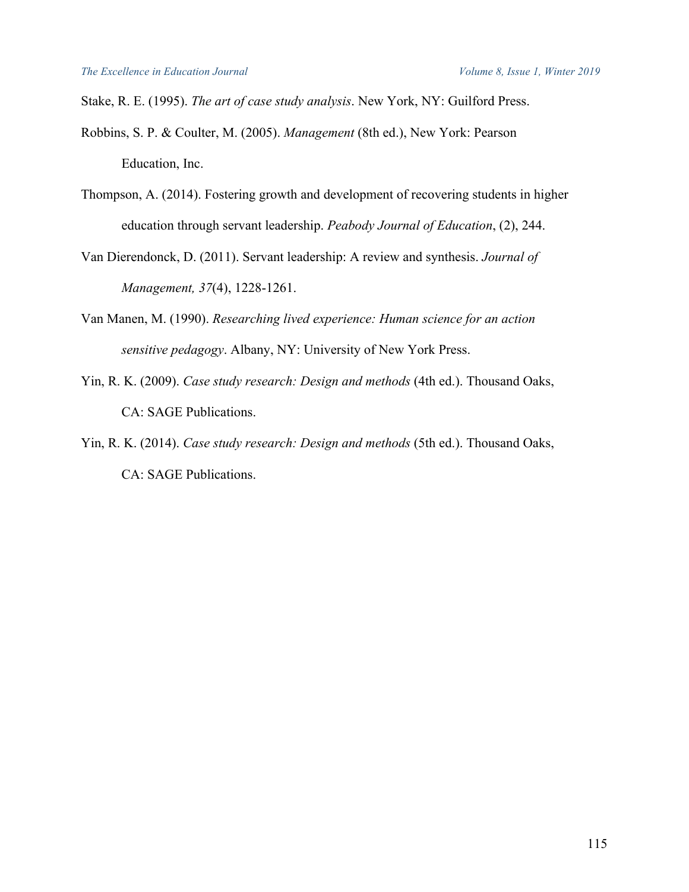Stake, R. E. (1995). *The art of case study analysis*. New York, NY: Guilford Press.

Robbins, S. P. & Coulter, M. (2005). *Management* (8th ed.), New York: Pearson Education, Inc.

Thompson, A. (2014). Fostering growth and development of recovering students in higher education through servant leadership. *Peabody Journal of Education*, (2), 244.

Van Dierendonck, D. (2011). Servant leadership: A review and synthesis. *Journal of Management, 37*(4), 1228-1261.

Van Manen, M. (1990). *Researching lived experience: Human science for an action sensitive pedagogy*. Albany, NY: University of New York Press.

Yin, R. K. (2009). *Case study research: Design and methods* (4th ed.). Thousand Oaks, CA: SAGE Publications.

Yin, R. K. (2014). *Case study research: Design and methods* (5th ed.). Thousand Oaks, CA: SAGE Publications.